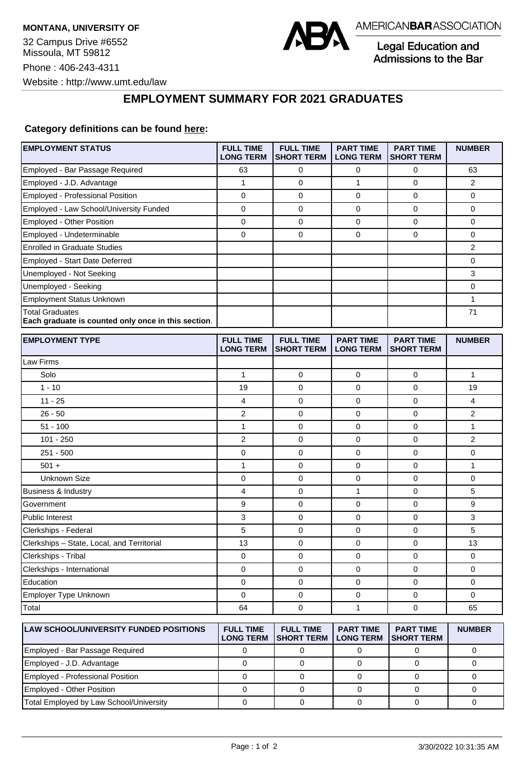**MONTANA, UNIVERSITY OF**

32 Campus Drive #6552
Missoula, MT 59812

Phone : 406-243-4311

Website : http://www.umt.edu/law

AMERICAN**BAR**ASSOCIATION

Legal Education and Admissions to the Bar

## EMPLOYMENT SUMMARY FOR 2021 GRADUATES

**Category definitions can be found here:**

| EMPLOYMENT STATUS | FULL TIME LONG TERM | FULL TIME SHORT TERM | PART TIME LONG TERM | PART TIME SHORT TERM | NUMBER |
|---|---|---|---|---|---|
| Employed - Bar Passage Required | 63 | 0 | 0 | 0 | 63 |
| Employed - J.D. Advantage | 1 | 0 | 1 | 0 | 2 |
| Employed - Professional Position | 0 | 0 | 0 | 0 | 0 |
| Employed - Law School/University Funded | 0 | 0 | 0 | 0 | 0 |
| Employed - Other Position | 0 | 0 | 0 | 0 | 0 |
| Employed - Undeterminable | 0 | 0 | 0 | 0 | 0 |
| Enrolled in Graduate Studies | | | | | 2 |
| Employed - Start Date Deferred | | | | | 0 |
| Unemployed - Not Seeking | | | | | 3 |
| Unemployed - Seeking | | | | | 0 |
| Employment Status Unknown | | | | | 1 |
| Total Graduates **Each graduate is counted only once in this section**. | | | | | 71 |

| EMPLOYMENT TYPE | FULL TIME LONG TERM | FULL TIME SHORT TERM | PART TIME LONG TERM | PART TIME SHORT TERM | NUMBER |
|---|---|---|---|---|---|
| Law Firms | | | | | |
| Solo | 1 | 0 | 0 | 0 | 1 |
| 1 - 10 | 19 | 0 | 0 | 0 | 19 |
| 11 - 25 | 4 | 0 | 0 | 0 | 4 |
| 26 - 50 | 2 | 0 | 0 | 0 | 2 |
| 51 - 100 | 1 | 0 | 0 | 0 | 1 |
| 101 - 250 | 2 | 0 | 0 | 0 | 2 |
| 251 - 500 | 0 | 0 | 0 | 0 | 0 |
| 501 + | 1 | 0 | 0 | 0 | 1 |
| Unknown Size | 0 | 0 | 0 | 0 | 0 |
| Business & Industry | 4 | 0 | 1 | 0 | 5 |
| Government | 9 | 0 | 0 | 0 | 9 |
| Public Interest | 3 | 0 | 0 | 0 | 3 |
| Clerkships - Federal | 5 | 0 | 0 | 0 | 5 |
| Clerkships – State, Local, and Territorial | 13 | 0 | 0 | 0 | 13 |
| Clerkships - Tribal | 0 | 0 | 0 | 0 | 0 |
| Clerkships - International | 0 | 0 | 0 | 0 | 0 |
| Education | 0 | 0 | 0 | 0 | 0 |
| Employer Type Unknown | 0 | 0 | 0 | 0 | 0 |
| Total | 64 | 0 | 1 | 0 | 65 |

| LAW SCHOOL/UNIVERSITY FUNDED POSITIONS | FULL TIME LONG TERM | FULL TIME SHORT TERM | PART TIME LONG TERM | PART TIME SHORT TERM | NUMBER |
|---|---|---|---|---|---|
| Employed - Bar Passage Required | 0 | 0 | 0 | 0 | 0 |
| Employed - J.D. Advantage | 0 | 0 | 0 | 0 | 0 |
| Employed - Professional Position | 0 | 0 | 0 | 0 | 0 |
| Employed - Other Position | 0 | 0 | 0 | 0 | 0 |
| Total Employed by Law School/University | 0 | 0 | 0 | 0 | 0 |

3/30/2022 10:31:35 AM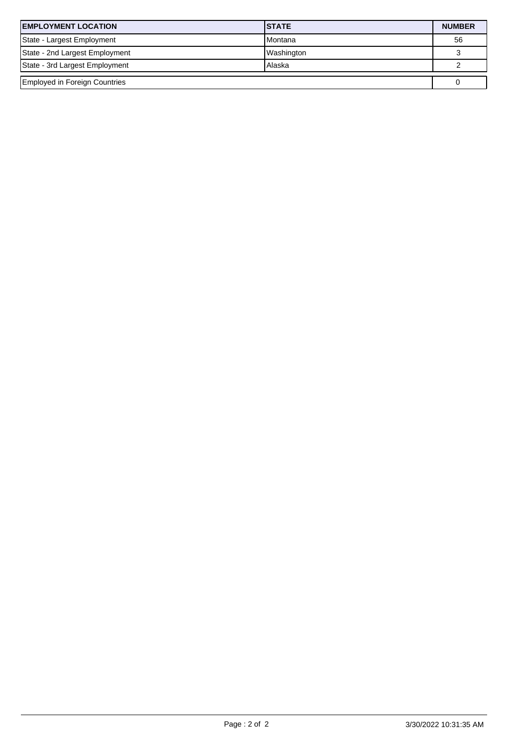| EMPLOYMENT LOCATION | STATE | NUMBER |
| --- | --- | --- |
| State - Largest Employment | Montana | 56 |
| State - 2nd Largest Employment | Washington | 3 |
| State - 3rd Largest Employment | Alaska | 2 |
| Employed in Foreign Countries | | 0 |